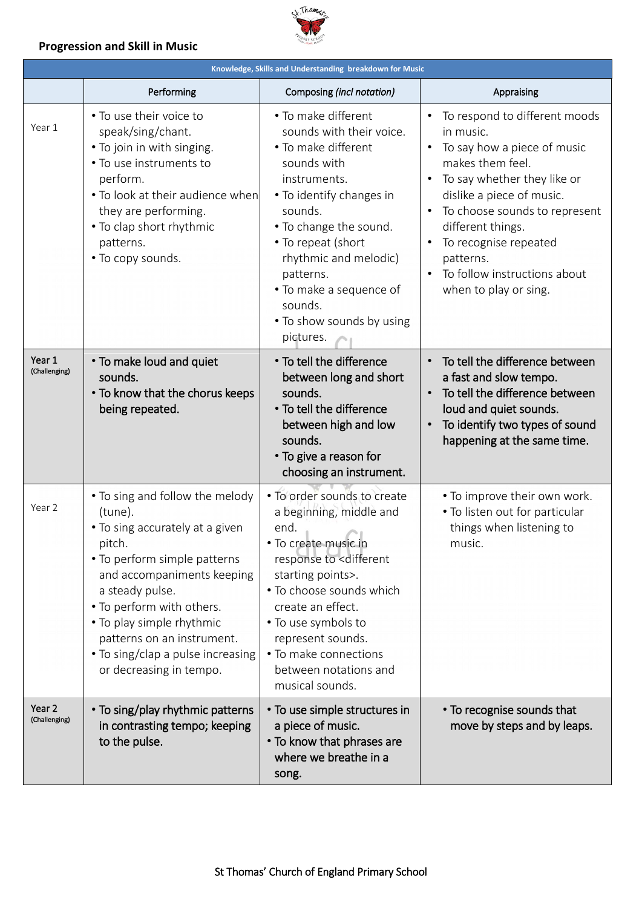**Progression and Skill in Music**

| Knowledge, Skills and Understanding breakdown for Music | | | |
|---|---|---|---|
| | Performing | Composing *(incl notation)* | Appraising |
| Year 1 | • To use their voice to speak/sing/chant.<br>• To join in with singing.<br>• To use instruments to perform.<br>• To look at their audience when they are performing.<br>• To clap short rhythmic patterns.<br>• To copy sounds. | • To make different sounds with their voice.<br>• To make different sounds with instruments.<br>• To identify changes in sounds.<br>• To change the sound.<br>• To repeat (short rhythmic and melodic) patterns.<br>• To make a sequence of sounds.<br>• To show sounds by using pictures. | • To respond to different moods in music.<br>• To say how a piece of music makes them feel.<br>• To say whether they like or dislike a piece of music.<br>• To choose sounds to represent different things.<br>• To recognise repeated patterns.<br>• To follow instructions about when to play or sing. |
| **Year 1** (Challenging) | • To make loud and quiet sounds.<br>• To know that the chorus keeps being repeated. | • To tell the difference between long and short sounds.<br>• To tell the difference between high and low sounds.<br>• To give a reason for choosing an instrument. | • To tell the difference between a fast and slow tempo.<br>• To tell the difference between loud and quiet sounds.<br>• To identify two types of sound happening at the same time. |
| Year 2 | • To sing and follow the melody (tune).<br>• To sing accurately at a given pitch.<br>• To perform simple patterns and accompaniments keeping a steady pulse.<br>• To perform with others.<br>• To play simple rhythmic patterns on an instrument.<br>• To sing/clap a pulse increasing or decreasing in tempo. | • To order sounds to create a beginning, middle and end.<br>• To create music in response to <different starting points>.<br>• To choose sounds which create an effect.<br>• To use symbols to represent sounds.<br>• To make connections between notations and musical sounds. | • To improve their own work.<br>• To listen out for particular things when listening to music. |
| **Year 2** (Challenging) | • To sing/play rhythmic patterns in contrasting tempo; keeping to the pulse. | • To use simple structures in a piece of music.<br>• To know that phrases are where we breathe in a song. | • To recognise sounds that move by steps and by leaps. |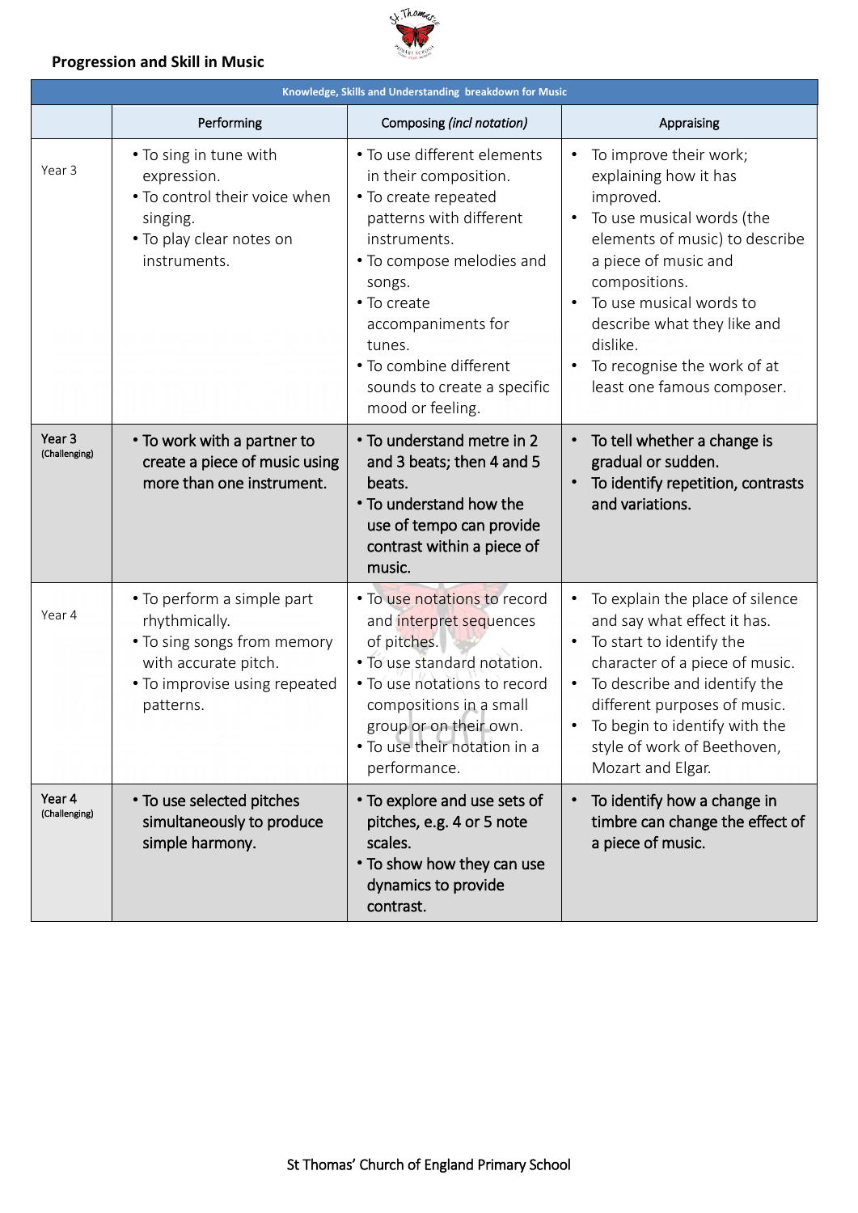## Progression and Skill in Music

| Knowledge, Skills and Understanding breakdown for Music | | | |
|---|---|---|---|
| | Performing | Composing *(incl notation)* | Appraising |
| Year 3 | • To sing in tune with expression.<br>• To control their voice when singing.<br>• To play clear notes on instruments. | • To use different elements in their composition.<br>• To create repeated patterns with different instruments.<br>• To compose melodies and songs.<br>• To create accompaniments for tunes.<br>• To combine different sounds to create a specific mood or feeling. | • To improve their work; explaining how it has improved.<br>• To use musical words (the elements of music) to describe a piece of music and compositions.<br>• To use musical words to describe what they like and dislike.<br>• To recognise the work of at least one famous composer. |
| Year 3 (Challenging) | • To work with a partner to create a piece of music using more than one instrument. | • To understand metre in 2 and 3 beats; then 4 and 5 beats.<br>• To understand how the use of tempo can provide contrast within a piece of music. | • To tell whether a change is gradual or sudden.<br>• To identify repetition, contrasts and variations. |
| Year 4 | • To perform a simple part rhythmically.<br>• To sing songs from memory with accurate pitch.<br>• To improvise using repeated patterns. | • To use notations to record and interpret sequences of pitches.<br>• To use standard notation.<br>• To use notations to record compositions in a small group or on their own.<br>• To use their notation in a performance. | • To explain the place of silence and say what effect it has.<br>• To start to identify the character of a piece of music.<br>• To describe and identify the different purposes of music.<br>• To begin to identify with the style of work of Beethoven, Mozart and Elgar. |
| Year 4 (Challenging) | • To use selected pitches simultaneously to produce simple harmony. | • To explore and use sets of pitches, e.g. 4 or 5 note scales.<br>• To show how they can use dynamics to provide contrast. | • To identify how a change in timbre can change the effect of a piece of music. |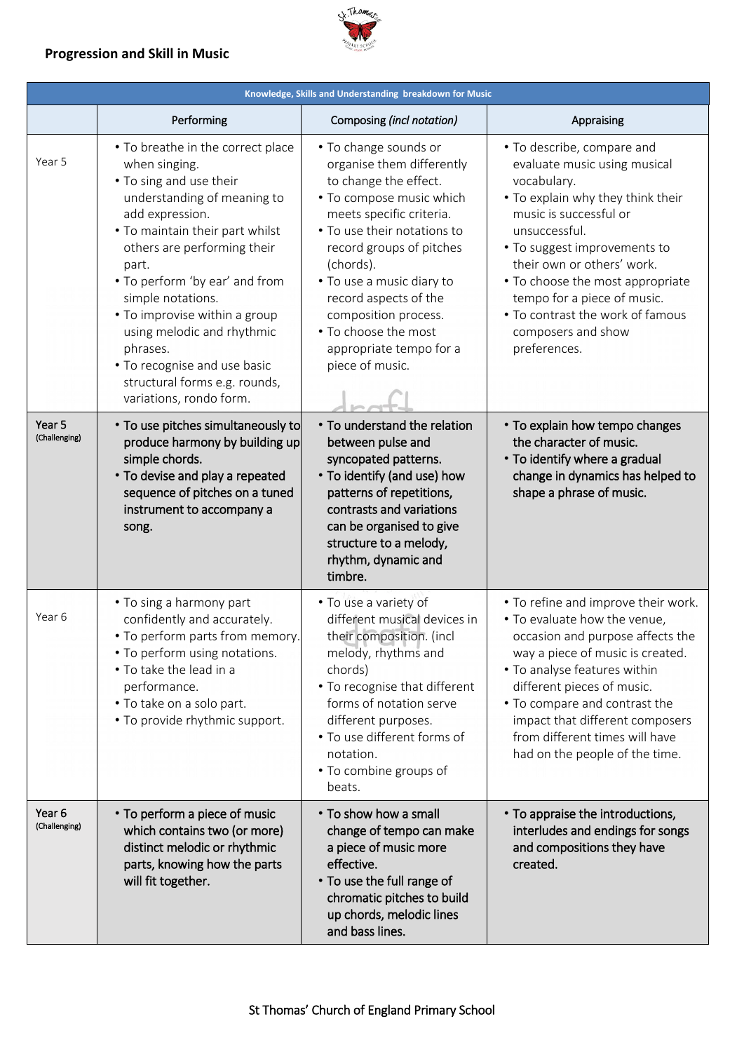## Progression and Skill in Music

| Knowledge, Skills and Understanding breakdown for Music | | | |
|---|---|---|---|
| | Performing | Composing *(incl notation)* | Appraising |
| Year 5 | • To breathe in the correct place when singing.<br>• To sing and use their understanding of meaning to add expression.<br>• To maintain their part whilst others are performing their part.<br>• To perform 'by ear' and from simple notations.<br>• To improvise within a group using melodic and rhythmic phrases.<br>• To recognise and use basic structural forms e.g. rounds, variations, rondo form. | • To change sounds or organise them differently to change the effect.<br>• To compose music which meets specific criteria.<br>• To use their notations to record groups of pitches (chords).<br>• To use a music diary to record aspects of the composition process.<br>• To choose the most appropriate tempo for a piece of music. | • To describe, compare and evaluate music using musical vocabulary.<br>• To explain why they think their music is successful or unsuccessful.<br>• To suggest improvements to their own or others' work.<br>• To choose the most appropriate tempo for a piece of music.<br>• To contrast the work of famous composers and show preferences. |
| **Year 5** (Challenging) | • **To use pitches simultaneously to produce harmony by building up simple chords.**<br>• **To devise and play a repeated sequence of pitches on a tuned instrument to accompany a song.** | • **To understand the relation between pulse and syncopated patterns.**<br>• **To identify (and use) how patterns of repetitions, contrasts and variations can be organised to give structure to a melody, rhythm, dynamic and timbre.** | • **To explain how tempo changes the character of music.**<br>• **To identify where a gradual change in dynamics has helped to shape a phrase of music.** |
| Year 6 | • To sing a harmony part confidently and accurately.<br>• To perform parts from memory.<br>• To perform using notations.<br>• To take the lead in a performance.<br>• To take on a solo part.<br>• To provide rhythmic support. | • To use a variety of different musical devices in their composition. (incl melody, rhythms and chords)<br>• To recognise that different forms of notation serve different purposes.<br>• To use different forms of notation.<br>• To combine groups of beats. | • To refine and improve their work.<br>• To evaluate how the venue, occasion and purpose affects the way a piece of music is created.<br>• To analyse features within different pieces of music.<br>• To compare and contrast the impact that different composers from different times will have had on the people of the time. |
| **Year 6** (Challenging) | • **To perform a piece of music which contains two (or more) distinct melodic or rhythmic parts, knowing how the parts will fit together.** | • **To show how a small change of tempo can make a piece of music more effective.**<br>• **To use the full range of chromatic pitches to build up chords, melodic lines and bass lines.** | • **To appraise the introductions, interludes and endings for songs and compositions they have created.** |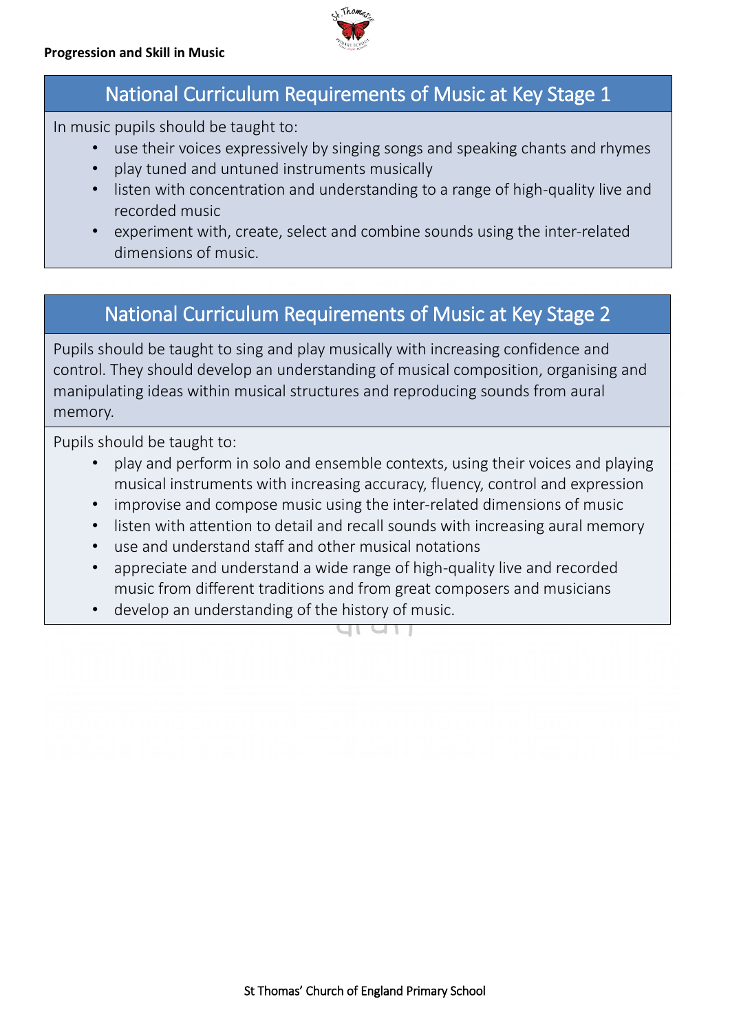**Progression and Skill in Music**

## National Curriculum Requirements of Music at Key Stage 1

In music pupils should be taught to:

- use their voices expressively by singing songs and speaking chants and rhymes
- play tuned and untuned instruments musically
- listen with concentration and understanding to a range of high-quality live and recorded music
- experiment with, create, select and combine sounds using the inter-related dimensions of music.

## National Curriculum Requirements of Music at Key Stage 2

Pupils should be taught to sing and play musically with increasing confidence and control. They should develop an understanding of musical composition, organising and manipulating ideas within musical structures and reproducing sounds from aural memory.

Pupils should be taught to:

- play and perform in solo and ensemble contexts, using their voices and playing musical instruments with increasing accuracy, fluency, control and expression
- improvise and compose music using the inter-related dimensions of music
- listen with attention to detail and recall sounds with increasing aural memory
- use and understand staff and other musical notations
- appreciate and understand a wide range of high-quality live and recorded music from different traditions and from great composers and musicians
- develop an understanding of the history of music.